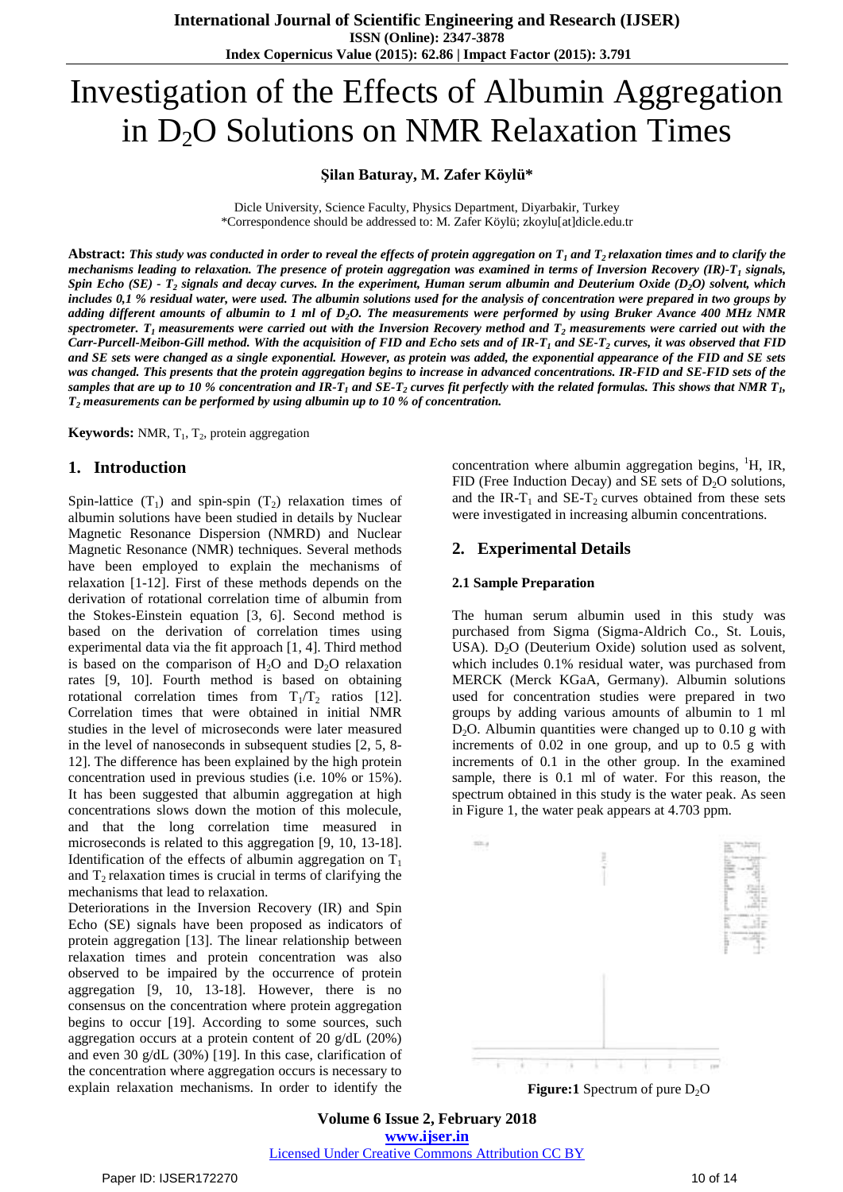# Investigation of the Effects of Albumin Aggregation in $D_2O$ Solutions on NMR Relaxation Times

**Şilan Baturay, M. Zafer Köylü***

Dicle University, Science Faculty, Physics Department, Diyarbakir, Turkey
*Correspondence should be addressed to: M. Zafer Köylü; zkoylu[at]dicle.edu.tr

**Abstract:** ***This study was conducted in order to reveal the effects of protein aggregation on $T_1$ and $T_2$ relaxation times and to clarify the mechanisms leading to relaxation. The presence of protein aggregation was examined in terms of Inversion Recovery (IR)-$T_1$ signals, Spin Echo (SE) - $T_2$ signals and decay curves. In the experiment, Human serum albumin and Deuterium Oxide ($D_2O$) solvent, which includes 0,1 % residual water, were used. The albumin solutions used for the analysis of concentration were prepared in two groups by adding different amounts of albumin to 1 ml of $D_2O$. The measurements were performed by using Bruker Avance 400 MHz NMR spectrometer. $T_1$ measurements were carried out with the Inversion Recovery method and $T_2$ measurements were carried out with the Carr-Purcell-Meibon-Gill method. With the acquisition of FID and Echo sets and of IR-$T_1$ and SE-$T_2$ curves, it was observed that FID and SE sets were changed as a single exponential. However, as protein was added, the exponential appearance of the FID and SE sets was changed. This presents that the protein aggregation begins to increase in advanced concentrations. IR-FID and SE-FID sets of the samples that are up to 10 % concentration and IR-$T_1$ and SE-$T_2$ curves fit perfectly with the related formulas. This shows that NMR $T_1$, $T_2$ measurements can be performed by using albumin up to 10 % of concentration.***

**Keywords:** NMR, $T_1$, $T_2$, protein aggregation

## 1. Introduction

Spin-lattice ($T_1$) and spin-spin ($T_2$) relaxation times of albumin solutions have been studied in details by Nuclear Magnetic Resonance Dispersion (NMRD) and Nuclear Magnetic Resonance (NMR) techniques. Several methods have been employed to explain the mechanisms of relaxation [1-12]. First of these methods depends on the derivation of rotational correlation time of albumin from the Stokes-Einstein equation [3, 6]. Second method is based on the derivation of correlation times using experimental data via the fit approach [1, 4]. Third method is based on the comparison of $H_2O$ and $D_2O$ relaxation rates [9, 10]. Fourth method is based on obtaining rotational correlation times from $T_1/T_2$ ratios [12]. Correlation times that were obtained in initial NMR studies in the level of microseconds were later measured in the level of nanoseconds in subsequent studies [2, 5, 8-12]. The difference has been explained by the high protein concentration used in previous studies (i.e. 10% or 15%). It has been suggested that albumin aggregation at high concentrations slows down the motion of this molecule, and that the long correlation time measured in microseconds is related to this aggregation [9, 10, 13-18]. Identification of the effects of albumin aggregation on $T_1$ and $T_2$ relaxation times is crucial in terms of clarifying the mechanisms that lead to relaxation.

Deteriorations in the Inversion Recovery (IR) and Spin Echo (SE) signals have been proposed as indicators of protein aggregation [13]. The linear relationship between relaxation times and protein concentration was also observed to be impaired by the occurrence of protein aggregation [9, 10, 13-18]. However, there is no consensus on the concentration where protein aggregation begins to occur [19]. According to some sources, such aggregation occurs at a protein content of 20 g/dL (20%) and even 30 g/dL (30%) [19]. In this case, clarification of the concentration where aggregation occurs is necessary to explain relaxation mechanisms. In order to identify the concentration where albumin aggregation begins, $^1H$, IR, FID (Free Induction Decay) and SE sets of $D_2O$ solutions, and the IR-$T_1$ and SE-$T_2$ curves obtained from these sets were investigated in increasing albumin concentrations.

## 2. Experimental Details

### 2.1 Sample Preparation

The human serum albumin used in this study was purchased from Sigma (Sigma-Aldrich Co., St. Louis, USA). $D_2O$ (Deuterium Oxide) solution used as solvent, which includes 0.1% residual water, was purchased from MERCK (Merck KGaA, Germany). Albumin solutions used for concentration studies were prepared in two groups by adding various amounts of albumin to 1 ml $D_2O$. Albumin quantities were changed up to 0.10 g with increments of 0.02 in one group, and up to 0.5 g with increments of 0.1 in the other group. In the examined sample, there is 0.1 ml of water. For this reason, the spectrum obtained in this study is the water peak. As seen in Figure 1, the water peak appears at 4.703 ppm.

**Figure:1** Spectrum of pure $D_2O$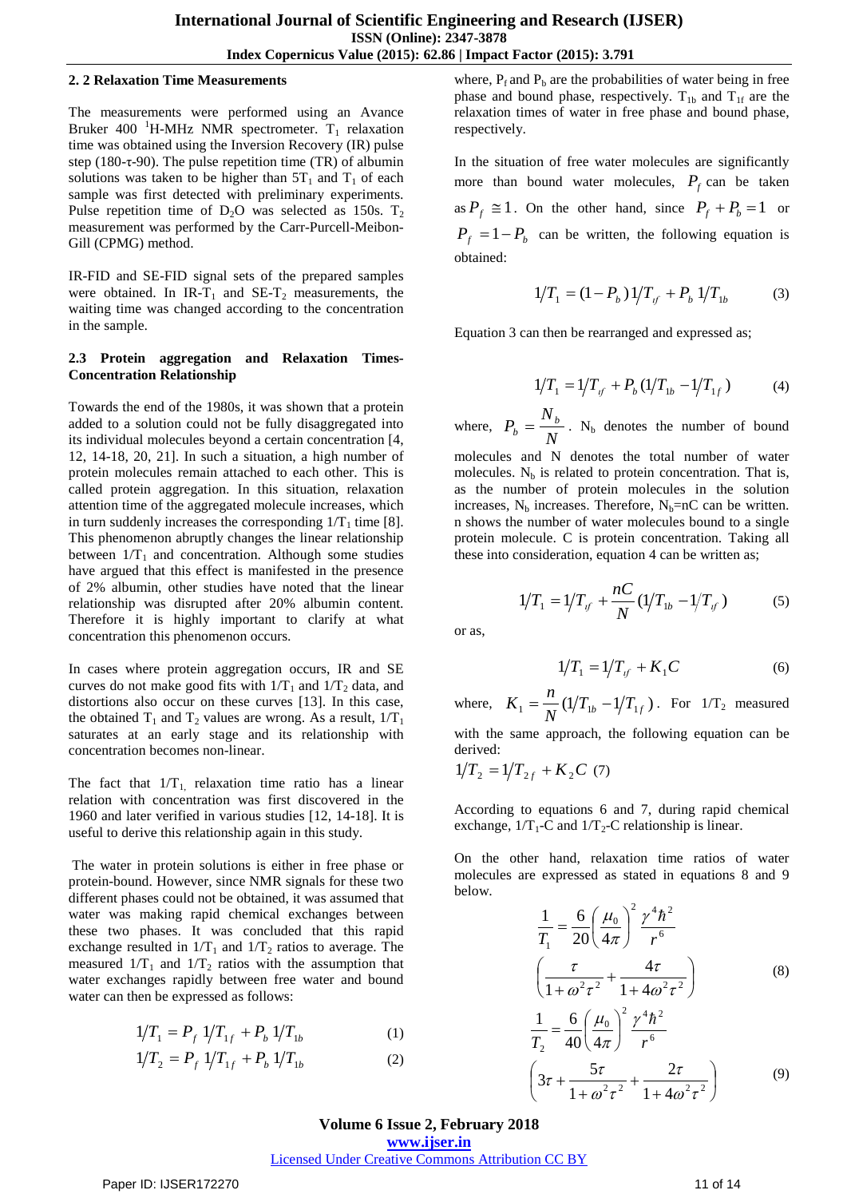### 2.2 Relaxation Time Measurements

The measurements were performed using an Avance Bruker 400 $^1$H-MHz NMR spectrometer. $T_1$ relaxation time was obtained using the Inversion Recovery (IR) pulse step (180-τ-90). The pulse repetition time (TR) of albumin solutions was taken to be higher than $5T_1$ and $T_1$ of each sample was first detected with preliminary experiments. Pulse repetition time of $D_2O$ was selected as 150s. $T_2$ measurement was performed by the Carr-Purcell-Meibon-Gill (CPMG) method.

IR-FID and SE-FID signal sets of the prepared samples were obtained. In IR-$T_1$ and SE-$T_2$ measurements, the waiting time was changed according to the concentration in the sample.

### 2.3 Protein aggregation and Relaxation Times-Concentration Relationship

Towards the end of the 1980s, it was shown that a protein added to a solution could not be fully disaggregated into its individual molecules beyond a certain concentration [4, 12, 14-18, 20, 21]. In such a situation, a high number of protein molecules remain attached to each other. This is called protein aggregation. In this situation, relaxation attention time of the aggregated molecule increases, which in turn suddenly increases the corresponding $1/T_1$ time [8]. This phenomenon abruptly changes the linear relationship between $1/T_1$ and concentration. Although some studies have argued that this effect is manifested in the presence of 2% albumin, other studies have noted that the linear relationship was disrupted after 20% albumin content. Therefore it is highly important to clarify at what concentration this phenomenon occurs.

In cases where protein aggregation occurs, IR and SE curves do not make good fits with $1/T_1$ and $1/T_2$ data, and distortions also occur on these curves [13]. In this case, the obtained $T_1$ and $T_2$ values are wrong. As a result, $1/T_1$ saturates at an early stage and its relationship with concentration becomes non-linear.

The fact that $1/T_1$ relaxation time ratio has a linear relation with concentration was first discovered in the 1960 and later verified in various studies [12, 14-18]. It is useful to derive this relationship again in this study.

The water in protein solutions is either in free phase or protein-bound. However, since NMR signals for these two different phases could not be obtained, it was assumed that water was making rapid chemical exchanges between these two phases. It was concluded that this rapid exchange resulted in $1/T_1$ and $1/T_2$ ratios to average. The measured $1/T_1$ and $1/T_2$ ratios with the assumption that water exchanges rapidly between free water and bound water can then be expressed as follows:

$$1/T_1 = P_f\, 1/T_{1f} + P_b\, 1/T_{1b} \tag{1}$$

$$1/T_2 = P_f\, 1/T_{1f} + P_b\, 1/T_{1b} \tag{2}$$

where, $P_f$ and $P_b$ are the probabilities of water being in free phase and bound phase, respectively. $T_{1b}$ and $T_{1f}$ are the relaxation times of water in free phase and bound phase, respectively.

In the situation of free water molecules are significantly more than bound water molecules, $P_f$ can be taken as $P_f \cong 1$. On the other hand, since $P_f + P_b = 1$ or $P_f = 1 - P_b$ can be written, the following equation is obtained:

$$1/T_1 = (1 - P_b)\, 1/T_{if} + P_b\, 1/T_{1b} \tag{3}$$

Equation 3 can then be rearranged and expressed as;

$$1/T_1 = 1/T_{if} + P_b\,(1/T_{1b} - 1/T_{1f}) \tag{4}$$

where, $P_b = \dfrac{N_b}{N}$. $N_b$ denotes the number of bound molecules and N denotes the total number of water molecules. $N_b$ is related to protein concentration. That is, as the number of protein molecules in the solution increases, $N_b$ increases. Therefore, $N_b$=nC can be written. n shows the number of water molecules bound to a single protein molecule. C is protein concentration. Taking all these into consideration, equation 4 can be written as;

$$1/T_1 = 1/T_{if} + \frac{nC}{N}(1/T_{1b} - 1/T_{if}) \tag{5}$$

or as,

$$1/T_1 = 1/T_{if} + K_1 C \tag{6}$$

where, $K_1 = \dfrac{n}{N}(1/T_{1b} - 1/T_{1f})$. For $1/T_2$ measured with the same approach, the following equation can be derived:

$$1/T_2 = 1/T_{2f} + K_2 C \tag{7}$$

According to equations 6 and 7, during rapid chemical exchange, $1/T_1$-C and $1/T_2$-C relationship is linear.

On the other hand, relaxation time ratios of water molecules are expressed as stated in equations 8 and 9 below.

$$\frac{1}{T_1} = \frac{6}{20}\left(\frac{\mu_0}{4\pi}\right)^2 \frac{\gamma^4 \hbar^2}{r^6} \left(\frac{\tau}{1+\omega^2\tau^2} + \frac{4\tau}{1+4\omega^2\tau^2}\right) \tag{8}$$

$$\frac{1}{T_2} = \frac{6}{40}\left(\frac{\mu_0}{4\pi}\right)^2 \frac{\gamma^4 \hbar^2}{r^6} \left(3\tau + \frac{5\tau}{1+\omega^2\tau^2} + \frac{2\tau}{1+4\omega^2\tau^2}\right) \tag{9}$$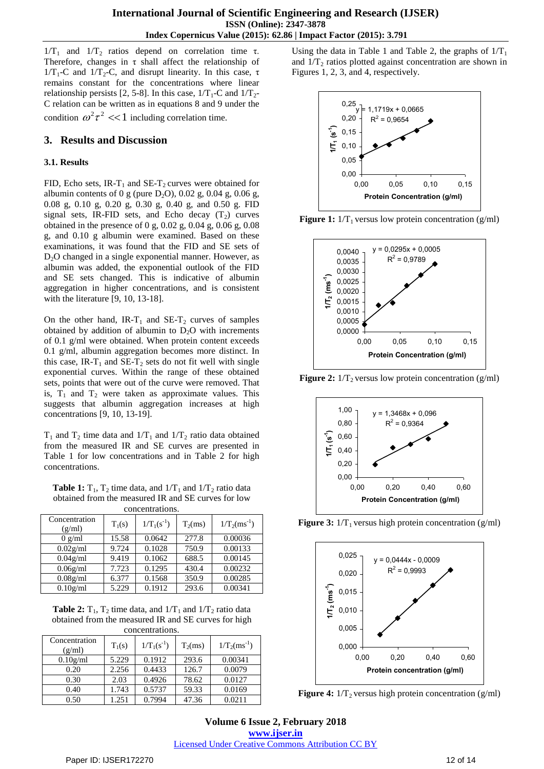$1/T_1$ and $1/T_2$ ratios depend on correlation time τ. Therefore, changes in τ shall affect the relationship of $1/T_1$-C and $1/T_2$-C, and disrupt linearity. In this case, τ remains constant for the concentrations where linear relationship persists [2, 5-8]. In this case, $1/T_1$-C and $1/T_2$-C relation can be written as in equations 8 and 9 under the condition $\omega^2\tau^2 << 1$ including correlation time.

## 3. Results and Discussion

### 3.1. Results

FID, Echo sets, IR-$T_1$ and SE-$T_2$ curves were obtained for albumin contents of 0 g (pure $D_2O$), 0.02 g, 0.04 g, 0.06 g, 0.08 g, 0.10 g, 0.20 g, 0.30 g, 0.40 g, and 0.50 g. FID signal sets, IR-FID sets, and Echo decay ($T_2$) curves obtained in the presence of 0 g, 0.02 g, 0.04 g, 0.06 g, 0.08 g, and 0.10 g albumin were examined. Based on these examinations, it was found that the FID and SE sets of $D_2O$ changed in a single exponential manner. However, as albumin was added, the exponential outlook of the FID and SE sets changed. This is indicative of albumin aggregation in higher concentrations, and is consistent with the literature [9, 10, 13-18].

On the other hand, IR-$T_1$ and SE-$T_2$ curves of samples obtained by addition of albumin to $D_2O$ with increments of 0.1 g/ml were obtained. When protein content exceeds 0.1 g/ml, albumin aggregation becomes more distinct. In this case, IR-$T_1$ and SE-$T_2$ sets do not fit well with single exponential curves. Within the range of these obtained sets, points that were out of the curve were removed. That is, $T_1$ and $T_2$ were taken as approximate values. This suggests that albumin aggregation increases at high concentrations [9, 10, 13-19].

$T_1$ and $T_2$ time data and $1/T_1$ and $1/T_2$ ratio data obtained from the measured IR and SE curves are presented in Table 1 for low concentrations and in Table 2 for high concentrations.

**Table 1:** $T_1$, $T_2$ time data, and $1/T_1$ and $1/T_2$ ratio data obtained from the measured IR and SE curves for low concentrations.

| Concentration (g/ml) | $T_1$(s) | $1/T_1$($s^{-1}$) | $T_2$(ms) | $1/T_2$($ms^{-1}$) |
|---|---|---|---|---|
| 0 g/ml | 15.58 | 0.0642 | 277.8 | 0.00036 |
| 0.02g/ml | 9.724 | 0.1028 | 750.9 | 0.00133 |
| 0.04g/ml | 9.419 | 0.1062 | 688.5 | 0.00145 |
| 0.06g/ml | 7.723 | 0.1295 | 430.4 | 0.00232 |
| 0.08g/ml | 6.377 | 0.1568 | 350.9 | 0.00285 |
| 0.10g/ml | 5.229 | 0.1912 | 293.6 | 0.00341 |

**Table 2:** $T_1$, $T_2$ time data, and $1/T_1$ and $1/T_2$ ratio data obtained from the measured IR and SE curves for high concentrations.

| Concentration (g/ml) | $T_1$(s) | $1/T_1$($s^{-1}$) | $T_2$(ms) | $1/T_2$($ms^{-1}$) |
|---|---|---|---|---|
| 0.10g/ml | 5.229 | 0.1912 | 293.6 | 0.00341 |
| 0.20 | 2.256 | 0.4433 | 126.7 | 0.0079 |
| 0.30 | 2.03 | 0.4926 | 78.62 | 0.0127 |
| 0.40 | 1.743 | 0.5737 | 59.33 | 0.0169 |
| 0.50 | 1.251 | 0.7994 | 47.36 | 0.0211 |

Using the data in Table 1 and Table 2, the graphs of $1/T_1$ and $1/T_2$ ratios plotted against concentration are shown in Figures 1, 2, 3, and 4, respectively.

**Figure 1:** $1/T_1$ versus low protein concentration (g/ml)

**Figure 2:** $1/T_2$ versus low protein concentration (g/ml)

**Figure 3:** $1/T_1$ versus high protein concentration (g/ml)

**Figure 4:** $1/T_2$ versus high protein concentration (g/ml)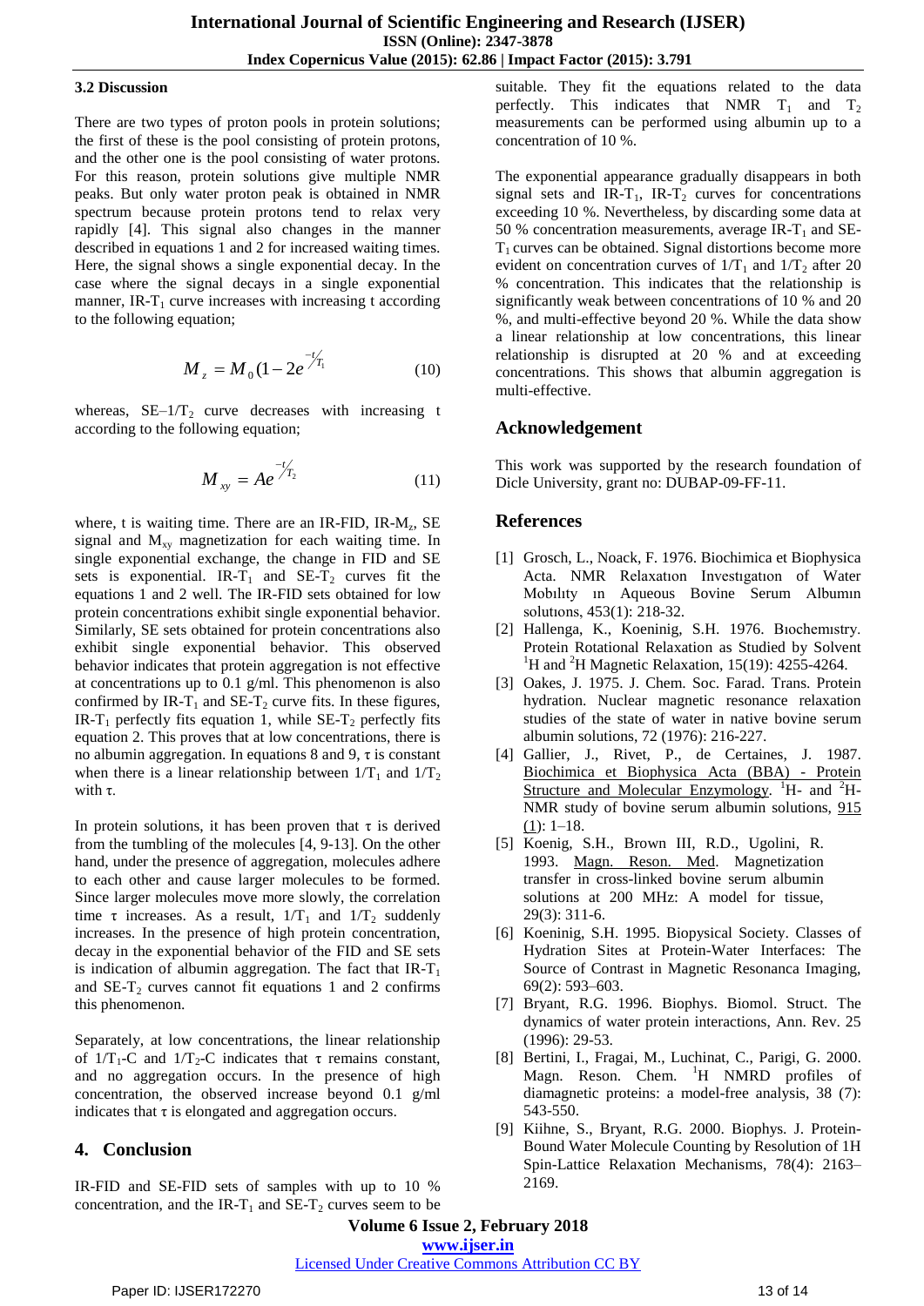### 3.2 Discussion

There are two types of proton pools in protein solutions; the first of these is the pool consisting of protein protons, and the other one is the pool consisting of water protons. For this reason, protein solutions give multiple NMR peaks. But only water proton peak is obtained in NMR spectrum because protein protons tend to relax very rapidly [4]. This signal also changes in the manner described in equations 1 and 2 for increased waiting times. Here, the signal shows a single exponential decay. In the case where the signal decays in a single exponential manner, IR-$T_1$ curve increases with increasing t according to the following equation;

$$M_z = M_0(1 - 2e^{-t/T_1} \tag{10}$$

whereas, SE–$1/T_2$ curve decreases with increasing t according to the following equation;

$$M_{xy} = Ae^{-t/T_2} \tag{11}$$

where, t is waiting time. There are an IR-FID, IR-$M_z$, SE signal and $M_{xy}$ magnetization for each waiting time. In single exponential exchange, the change in FID and SE sets is exponential. IR-$T_1$ and SE-$T_2$ curves fit the equations 1 and 2 well. The IR-FID sets obtained for low protein concentrations exhibit single exponential behavior. Similarly, SE sets obtained for protein concentrations also exhibit single exponential behavior. This observed behavior indicates that protein aggregation is not effective at concentrations up to 0.1 g/ml. This phenomenon is also confirmed by IR-$T_1$ and SE-$T_2$ curve fits. In these figures, IR-$T_1$ perfectly fits equation 1, while SE-$T_2$ perfectly fits equation 2. This proves that at low concentrations, there is no albumin aggregation. In equations 8 and 9, $\tau$ is constant when there is a linear relationship between $1/T_1$ and $1/T_2$ with $\tau$.

In protein solutions, it has been proven that $\tau$ is derived from the tumbling of the molecules [4, 9-13]. On the other hand, under the presence of aggregation, molecules adhere to each other and cause larger molecules to be formed. Since larger molecules move more slowly, the correlation time $\tau$ increases. As a result, $1/T_1$ and $1/T_2$ suddenly increases. In the presence of high protein concentration, decay in the exponential behavior of the FID and SE sets is indication of albumin aggregation. The fact that IR-$T_1$ and SE-$T_2$ curves cannot fit equations 1 and 2 confirms this phenomenon.

Separately, at low concentrations, the linear relationship of $1/T_1$-C and $1/T_2$-C indicates that $\tau$ remains constant, and no aggregation occurs. In the presence of high concentration, the observed increase beyond 0.1 g/ml indicates that $\tau$ is elongated and aggregation occurs.

## 4. Conclusion

IR-FID and SE-FID sets of samples with up to 10 % concentration, and the IR-$T_1$ and SE-$T_2$ curves seem to be suitable. They fit the equations related to the data perfectly. This indicates that NMR $T_1$ and $T_2$ measurements can be performed using albumin up to a concentration of 10 %.

The exponential appearance gradually disappears in both signal sets and IR-$T_1$, IR-$T_2$ curves for concentrations exceeding 10 %. Nevertheless, by discarding some data at 50 % concentration measurements, average IR-$T_1$ and SE-$T_1$ curves can be obtained. Signal distortions become more evident on concentration curves of $1/T_1$ and $1/T_2$ after 20 % concentration. This indicates that the relationship is significantly weak between concentrations of 10 % and 20 %, and multi-effective beyond 20 %. While the data show a linear relationship at low concentrations, this linear relationship is disrupted at 20 % and at exceeding concentrations. This shows that albumin aggregation is multi-effective.

## Acknowledgement

This work was supported by the research foundation of Dicle University, grant no: DUBAP-09-FF-11.

## References

[1] Grosch, L., Noack, F. 1976. Biochimica et Biophysica Acta. NMR Relaxatıon Investıgatıon of Water Mobılıty ın Aqueous Bovine Serum Albumın solutıons, 453(1): 218-32.

[2] Hallenga, K., Koeninig, S.H. 1976. Bıochemıstry. Protein Rotational Relaxation as Studied by Solvent $^1$H and $^2$H Magnetic Relaxation, 15(19): 4255-4264.

[3] Oakes, J. 1975. J. Chem. Soc. Farad. Trans. Protein hydration. Nuclear magnetic resonance relaxation studies of the state of water in native bovine serum albumin solutions, 72 (1976): 216-227.

[4] Gallier, J., Rivet, P., de Certaines, J. 1987. Biochimica et Biophysica Acta (BBA) - Protein Structure and Molecular Enzymology. $^1$H- and $^2$H-NMR study of bovine serum albumin solutions, 915 (1): 1–18.

[5] Koenig, S.H., Brown III, R.D., Ugolini, R. 1993. Magn. Reson. Med. Magnetization transfer in cross-linked bovine serum albumin solutions at 200 MHz: A model for tissue, 29(3): 311-6.

[6] Koeninig, S.H. 1995. Biopysical Society. Classes of Hydration Sites at Protein-Water Interfaces: The Source of Contrast in Magnetic Resonanca Imaging, 69(2): 593–603.

[7] Bryant, R.G. 1996. Biophys. Biomol. Struct. The dynamics of water protein interactions, Ann. Rev. 25 (1996): 29-53.

[8] Bertini, I., Fragai, M., Luchinat, C., Parigi, G. 2000. Magn. Reson. Chem. $^1$H NMRD profiles of diamagnetic proteins: a model-free analysis, 38 (7): 543-550.

[9] Kiihne, S., Bryant, R.G. 2000. Biophys. J. Protein-Bound Water Molecule Counting by Resolution of 1H Spin-Lattice Relaxation Mechanisms, 78(4): 2163–2169.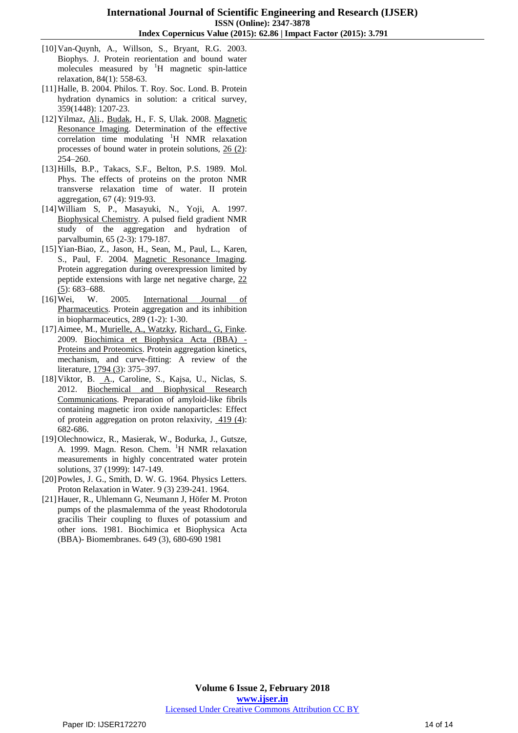[10] Van-Quynh, A., Willson, S., Bryant, R.G. 2003. Biophys. J. Protein reorientation and bound water molecules measured by $^{1}$H magnetic spin-lattice relaxation, 84(1): 558-63.

[11] Halle, B. 2004. Philos. T. Roy. Soc. Lond. B. Protein hydration dynamics in solution: a critical survey, 359(1448): 1207-23.

[12] Yilmaz, Ali., Budak, H., F. S, Ulak. 2008. Magnetic Resonance Imaging. Determination of the effective correlation time modulating $^{1}$H NMR relaxation processes of bound water in protein solutions, 26 (2): 254–260.

[13] Hills, B.P., Takacs, S.F., Belton, P.S. 1989. Mol. Phys. The effects of proteins on the proton NMR transverse relaxation time of water. II protein aggregation, 67 (4): 919-93.

[14] William S, P., Masayuki, N., Yoji, A. 1997. Biophysical Chemistry. A pulsed field gradient NMR study of the aggregation and hydration of parvalbumin, 65 (2-3): 179-187.

[15] Yian-Biao, Z., Jason, H., Sean, M., Paul, L., Karen, S., Paul, F. 2004. Magnetic Resonance Imaging. Protein aggregation during overexpression limited by peptide extensions with large net negative charge, 22 (5): 683–688.

[16] Wei, W. 2005. International Journal of Pharmaceutics. Protein aggregation and its inhibition in biopharmaceutics, 289 (1-2): 1-30.

[17] Aimee, M., Murielle, A., Watzky, Richard., G, Finke. 2009. Biochimica et Biophysica Acta (BBA) - Proteins and Proteomics. Protein aggregation kinetics, mechanism, and curve-fitting: A review of the literature, 1794 (3): 375–397.

[18] Viktor, B. A., Caroline, S., Kajsa, U., Niclas, S. 2012. Biochemical and Biophysical Research Communications. Preparation of amyloid-like fibrils containing magnetic iron oxide nanoparticles: Effect of protein aggregation on proton relaxivity, 419 (4): 682-686.

[19] Olechnowicz, R., Masierak, W., Bodurka, J., Gutsze, A. 1999. Magn. Reson. Chem. $^{1}$H NMR relaxation measurements in highly concentrated water protein solutions, 37 (1999): 147-149.

[20] Powles, J. G., Smith, D. W. G. 1964. Physics Letters. Proton Relaxation in Water. 9 (3) 239-241. 1964.

[21] Hauer, R., Uhlemann G, Neumann J, Höfer M. Proton pumps of the plasmalemma of the yeast Rhodotorula gracilis Their coupling to fluxes of potassium and other ions. 1981. Biochimica et Biophysica Acta (BBA)- Biomembranes. 649 (3), 680-690 1981